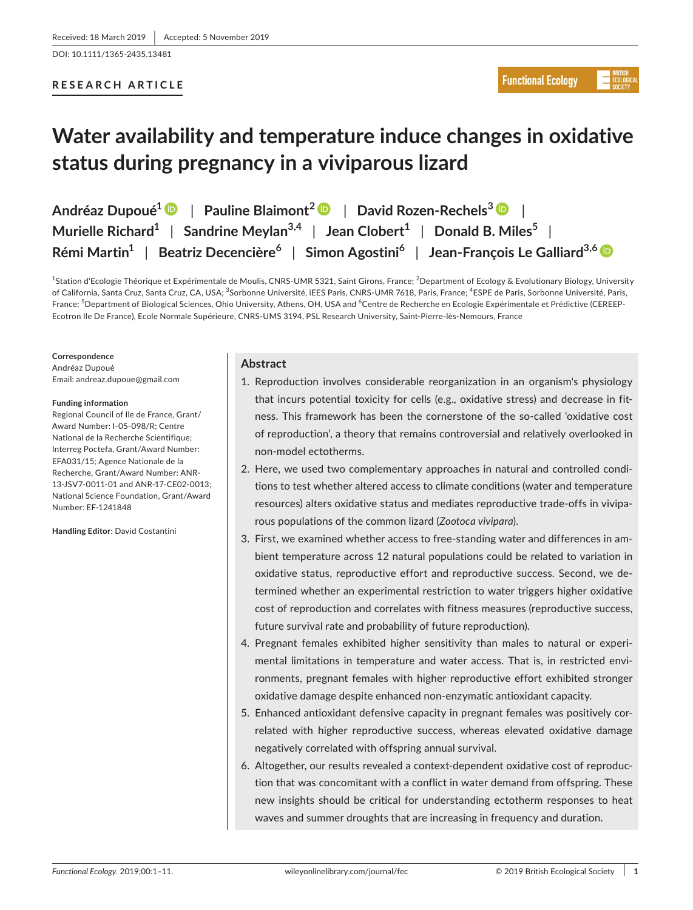Received: 18 March 2019 | Accepted: 5 November 2019

DOI: 10.1111/1365-2435.13481

**RESEARCH ARTICLE**

# Water availability and temperature induce changes in oxidative status during pregnancy in a viviparous lizard

**Andréaz Dupoué**[1] | **Pauline Blaimont**[2] | **David Rozen-Rechels**[3] | **Murielle Richard**[1] | **Sandrine Meylan**[3,4] | **Jean Clobert**[1] | **Donald B. Miles**[5] | **Rémi Martin**[1] | **Beatriz Decencière**[6] | **Simon Agostini**[6] | **Jean-François Le Galliard**[3,6]

[1]Station d'Ecologie Théorique et Expérimentale de Moulis, CNRS-UMR 5321, Saint Girons, France; [2]Department of Ecology & Evolutionary Biology, University of California, Santa Cruz, Santa Cruz, CA, USA; [3]Sorbonne Université, iEES Paris, CNRS-UMR 7618, Paris, France; [4]ESPE de Paris, Sorbonne Université, Paris, France; [5]Department of Biological Sciences, Ohio University, Athens, OH, USA and [6]Centre de Recherche en Ecologie Expérimentale et Prédictive (CEREEP-Ecotron Ile De France), Ecole Normale Supérieure, CNRS-UMS 3194, PSL Research University, Saint-Pierre-lès-Nemours, France

**Correspondence**
Andréaz Dupoué
Email: andreaz.dupoue@gmail.com

**Funding information**
Regional Council of Ile de France, Grant/Award Number: I-05-098/R; Centre National de la Recherche Scientifique; Interreg Poctefa, Grant/Award Number: EFA031/15; Agence Nationale de la Recherche, Grant/Award Number: ANR-13-JSV7-0011-01 and ANR-17-CE02-0013; National Science Foundation, Grant/Award Number: EF-1241848

**Handling Editor**: David Costantini

## Abstract

1. Reproduction involves considerable reorganization in an organism's physiology that incurs potential toxicity for cells (e.g., oxidative stress) and decrease in fitness. This framework has been the cornerstone of the so-called 'oxidative cost of reproduction', a theory that remains controversial and relatively overlooked in non-model ectotherms.
2. Here, we used two complementary approaches in natural and controlled conditions to test whether altered access to climate conditions (water and temperature resources) alters oxidative status and mediates reproductive trade-offs in viviparous populations of the common lizard (*Zootoca vivipara*).
3. First, we examined whether access to free-standing water and differences in ambient temperature across 12 natural populations could be related to variation in oxidative status, reproductive effort and reproductive success. Second, we determined whether an experimental restriction to water triggers higher oxidative cost of reproduction and correlates with fitness measures (reproductive success, future survival rate and probability of future reproduction).
4. Pregnant females exhibited higher sensitivity than males to natural or experimental limitations in temperature and water access. That is, in restricted environments, pregnant females with higher reproductive effort exhibited stronger oxidative damage despite enhanced non-enzymatic antioxidant capacity.
5. Enhanced antioxidant defensive capacity in pregnant females was positively correlated with higher reproductive success, whereas elevated oxidative damage negatively correlated with offspring annual survival.
6. Altogether, our results revealed a context-dependent oxidative cost of reproduction that was concomitant with a conflict in water demand from offspring. These new insights should be critical for understanding ectotherm responses to heat waves and summer droughts that are increasing in frequency and duration.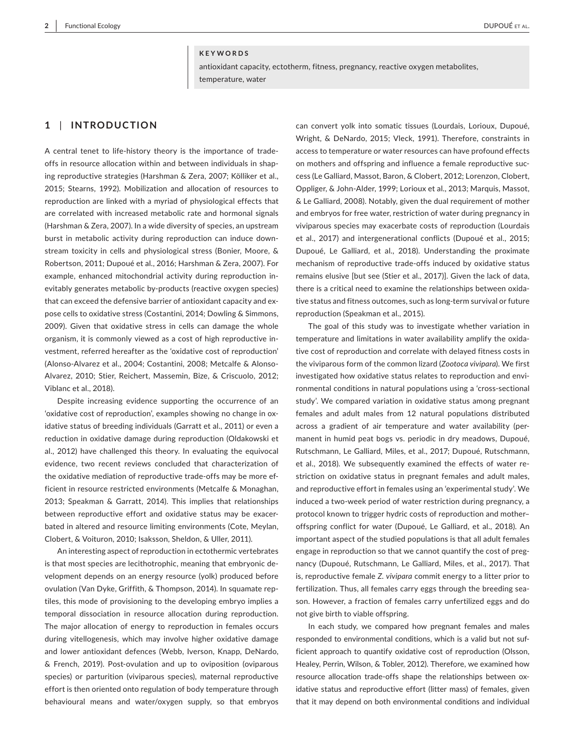**KEYWORDS**

antioxidant capacity, ectotherm, fitness, pregnancy, reactive oxygen metabolites, temperature, water

## 1 | INTRODUCTION

A central tenet to life-history theory is the importance of trade-offs in resource allocation within and between individuals in shaping reproductive strategies (Harshman & Zera, 2007; Kölliker et al., 2015; Stearns, 1992). Mobilization and allocation of resources to reproduction are linked with a myriad of physiological effects that are correlated with increased metabolic rate and hormonal signals (Harshman & Zera, 2007). In a wide diversity of species, an upstream burst in metabolic activity during reproduction can induce downstream toxicity in cells and physiological stress (Bonier, Moore, & Robertson, 2011; Dupoué et al., 2016; Harshman & Zera, 2007). For example, enhanced mitochondrial activity during reproduction inevitably generates metabolic by-products (reactive oxygen species) that can exceed the defensive barrier of antioxidant capacity and expose cells to oxidative stress (Costantini, 2014; Dowling & Simmons, 2009). Given that oxidative stress in cells can damage the whole organism, it is commonly viewed as a cost of high reproductive investment, referred hereafter as the 'oxidative cost of reproduction' (Alonso-Alvarez et al., 2004; Costantini, 2008; Metcalfe & Alonso-Alvarez, 2010; Stier, Reichert, Massemin, Bize, & Criscuolo, 2012; Viblanc et al., 2018).

Despite increasing evidence supporting the occurrence of an 'oxidative cost of reproduction', examples showing no change in oxidative status of breeding individuals (Garratt et al., 2011) or even a reduction in oxidative damage during reproduction (Oldakowski et al., 2012) have challenged this theory. In evaluating the equivocal evidence, two recent reviews concluded that characterization of the oxidative mediation of reproductive trade-offs may be more efficient in resource restricted environments (Metcalfe & Monaghan, 2013; Speakman & Garratt, 2014). This implies that relationships between reproductive effort and oxidative status may be exacerbated in altered and resource limiting environments (Cote, Meylan, Clobert, & Voituron, 2010; Isaksson, Sheldon, & Uller, 2011).

An interesting aspect of reproduction in ectothermic vertebrates is that most species are lecithotrophic, meaning that embryonic development depends on an energy resource (yolk) produced before ovulation (Van Dyke, Griffith, & Thompson, 2014). In squamate reptiles, this mode of provisioning to the developing embryo implies a temporal dissociation in resource allocation during reproduction. The major allocation of energy to reproduction in females occurs during vitellogenesis, which may involve higher oxidative damage and lower antioxidant defences (Webb, Iverson, Knapp, DeNardo, & French, 2019). Post-ovulation and up to oviposition (oviparous species) or parturition (viviparous species), maternal reproductive effort is then oriented onto regulation of body temperature through behavioural means and water/oxygen supply, so that embryos can convert yolk into somatic tissues (Lourdais, Lorioux, Dupoué, Wright, & DeNardo, 2015; Vleck, 1991). Therefore, constraints in access to temperature or water resources can have profound effects on mothers and offspring and influence a female reproductive success (Le Galliard, Massot, Baron, & Clobert, 2012; Lorenzon, Clobert, Oppliger, & John-Alder, 1999; Lorioux et al., 2013; Marquis, Massot, & Le Galliard, 2008). Notably, given the dual requirement of mother and embryos for free water, restriction of water during pregnancy in viviparous species may exacerbate costs of reproduction (Lourdais et al., 2017) and intergenerational conflicts (Dupoué et al., 2015; Dupoué, Le Galliard, et al., 2018). Understanding the proximate mechanism of reproductive trade-offs induced by oxidative status remains elusive [but see (Stier et al., 2017)]. Given the lack of data, there is a critical need to examine the relationships between oxidative status and fitness outcomes, such as long-term survival or future reproduction (Speakman et al., 2015).

The goal of this study was to investigate whether variation in temperature and limitations in water availability amplify the oxidative cost of reproduction and correlate with delayed fitness costs in the viviparous form of the common lizard (*Zootoca vivipara*). We first investigated how oxidative status relates to reproduction and environmental conditions in natural populations using a 'cross-sectional study'. We compared variation in oxidative status among pregnant females and adult males from 12 natural populations distributed across a gradient of air temperature and water availability (permanent in humid peat bogs vs. periodic in dry meadows, Dupoué, Rutschmann, Le Galliard, Miles, et al., 2017; Dupoué, Rutschmann, et al., 2018). We subsequently examined the effects of water restriction on oxidative status in pregnant females and adult males, and reproductive effort in females using an 'experimental study'. We induced a two-week period of water restriction during pregnancy, a protocol known to trigger hydric costs of reproduction and mother–offspring conflict for water (Dupoué, Le Galliard, et al., 2018). An important aspect of the studied populations is that all adult females engage in reproduction so that we cannot quantify the cost of pregnancy (Dupoué, Rutschmann, Le Galliard, Miles, et al., 2017). That is, reproductive female *Z. vivipara* commit energy to a litter prior to fertilization. Thus, all females carry eggs through the breeding season. However, a fraction of females carry unfertilized eggs and do not give birth to viable offspring.

In each study, we compared how pregnant females and males responded to environmental conditions, which is a valid but not sufficient approach to quantify oxidative cost of reproduction (Olsson, Healey, Perrin, Wilson, & Tobler, 2012). Therefore, we examined how resource allocation trade-offs shape the relationships between oxidative status and reproductive effort (litter mass) of females, given that it may depend on both environmental conditions and individual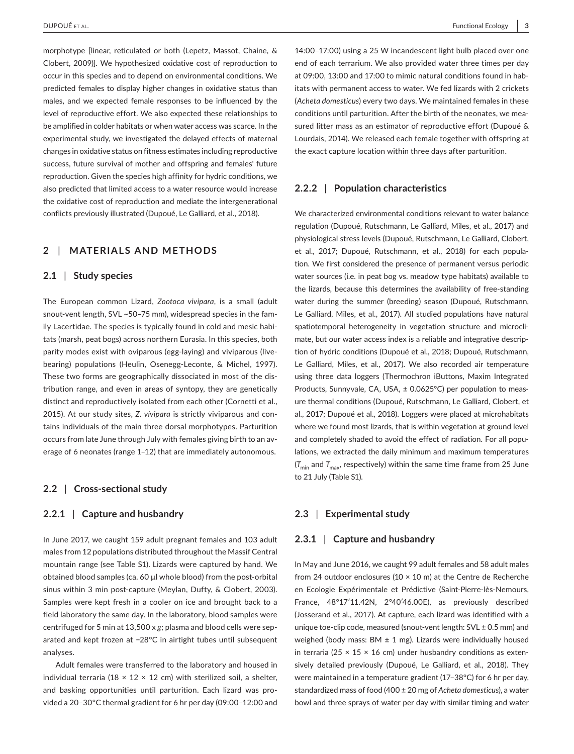morphotype [linear, reticulated or both (Lepetz, Massot, Chaine, & Clobert, 2009)]. We hypothesized oxidative cost of reproduction to occur in this species and to depend on environmental conditions. We predicted females to display higher changes in oxidative status than males, and we expected female responses to be influenced by the level of reproductive effort. We also expected these relationships to be amplified in colder habitats or when water access was scarce. In the experimental study, we investigated the delayed effects of maternal changes in oxidative status on fitness estimates including reproductive success, future survival of mother and offspring and females' future reproduction. Given the species high affinity for hydric conditions, we also predicted that limited access to a water resource would increase the oxidative cost of reproduction and mediate the intergenerational conflicts previously illustrated (Dupoué, Le Galliard, et al., 2018).

## 2 | MATERIALS AND METHODS

### 2.1 | Study species

The European common Lizard, *Zootoca vivipara*, is a small (adult snout-vent length, SVL ~50–75 mm), widespread species in the family Lacertidae. The species is typically found in cold and mesic habitats (marsh, peat bogs) across northern Eurasia. In this species, both parity modes exist with oviparous (egg-laying) and viviparous (live-bearing) populations (Heulin, Osenegg-Leconte, & Michel, 1997). These two forms are geographically dissociated in most of the distribution range, and even in areas of syntopy, they are genetically distinct and reproductively isolated from each other (Cornetti et al., 2015). At our study sites, *Z. vivipara* is strictly viviparous and contains individuals of the main three dorsal morphotypes. Parturition occurs from late June through July with females giving birth to an average of 6 neonates (range 1–12) that are immediately autonomous.

### 2.2 | Cross-sectional study

#### 2.2.1 | Capture and husbandry

In June 2017, we caught 159 adult pregnant females and 103 adult males from 12 populations distributed throughout the Massif Central mountain range (see Table S1). Lizards were captured by hand. We obtained blood samples (ca. 60 µl whole blood) from the post-orbital sinus within 3 min post-capture (Meylan, Dufty, & Clobert, 2003). Samples were kept fresh in a cooler on ice and brought back to a field laboratory the same day. In the laboratory, blood samples were centrifuged for 5 min at 13,500 x *g*; plasma and blood cells were separated and kept frozen at −28°C in airtight tubes until subsequent analyses.

Adult females were transferred to the laboratory and housed in individual terraria (18 × 12 × 12 cm) with sterilized soil, a shelter, and basking opportunities until parturition. Each lizard was provided a 20–30°C thermal gradient for 6 hr per day (09:00–12:00 and 14:00–17:00) using a 25 W incandescent light bulb placed over one end of each terrarium. We also provided water three times per day at 09:00, 13:00 and 17:00 to mimic natural conditions found in habitats with permanent access to water. We fed lizards with 2 crickets (*Acheta domesticus*) every two days. We maintained females in these conditions until parturition. After the birth of the neonates, we measured litter mass as an estimator of reproductive effort (Dupoué & Lourdais, 2014). We released each female together with offspring at the exact capture location within three days after parturition.

#### 2.2.2 | Population characteristics

We characterized environmental conditions relevant to water balance regulation (Dupoué, Rutschmann, Le Galliard, Miles, et al., 2017) and physiological stress levels (Dupoué, Rutschmann, Le Galliard, Clobert, et al., 2017; Dupoué, Rutschmann, et al., 2018) for each population. We first considered the presence of permanent versus periodic water sources (i.e. in peat bog vs. meadow type habitats) available to the lizards, because this determines the availability of free-standing water during the summer (breeding) season (Dupoué, Rutschmann, Le Galliard, Miles, et al., 2017). All studied populations have natural spatiotemporal heterogeneity in vegetation structure and microclimate, but our water access index is a reliable and integrative description of hydric conditions (Dupoué et al., 2018; Dupoué, Rutschmann, Le Galliard, Miles, et al., 2017). We also recorded air temperature using three data loggers (Thermochron iButtons, Maxim Integrated Products, Sunnyvale, CA, USA, ± 0.0625°C) per population to measure thermal conditions (Dupoué, Rutschmann, Le Galliard, Clobert, et al., 2017; Dupoué et al., 2018). Loggers were placed at microhabitats where we found most lizards, that is within vegetation at ground level and completely shaded to avoid the effect of radiation. For all populations, we extracted the daily minimum and maximum temperatures ($T_{min}$ and $T_{max}$, respectively) within the same time frame from 25 June to 21 July (Table S1).

### 2.3 | Experimental study

#### 2.3.1 | Capture and husbandry

In May and June 2016, we caught 99 adult females and 58 adult males from 24 outdoor enclosures (10 × 10 m) at the Centre de Recherche en Ecologie Expérimentale et Prédictive (Saint-Pierre-lès-Nemours, France, 48°17′11.42N, 2°40′46.00E), as previously described (Josserand et al., 2017). At capture, each lizard was identified with a unique toe-clip code, measured (snout-vent length: SVL ± 0.5 mm) and weighed (body mass: BM ± 1 mg). Lizards were individually housed in terraria (25 × 15 × 16 cm) under husbandry conditions as extensively detailed previously (Dupoué, Le Galliard, et al., 2018). They were maintained in a temperature gradient (17–38°C) for 6 hr per day, standardized mass of food (400 ± 20 mg of *Acheta domesticus*), a water bowl and three sprays of water per day with similar timing and water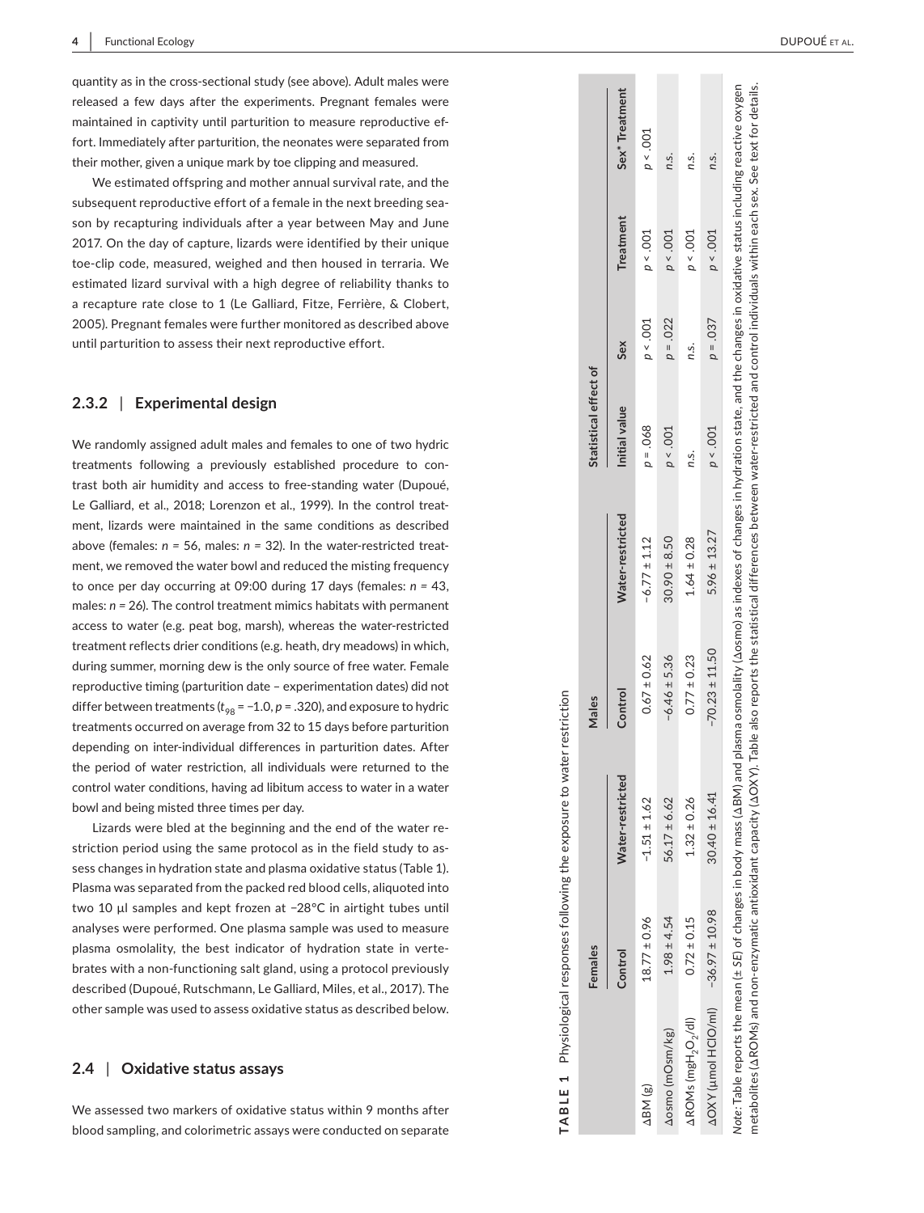quantity as in the cross-sectional study (see above). Adult males were released a few days after the experiments. Pregnant females were maintained in captivity until parturition to measure reproductive effort. Immediately after parturition, the neonates were separated from their mother, given a unique mark by toe clipping and measured.

We estimated offspring and mother annual survival rate, and the subsequent reproductive effort of a female in the next breeding season by recapturing individuals after a year between May and June 2017. On the day of capture, lizards were identified by their unique toe-clip code, measured, weighed and then housed in terraria. We estimated lizard survival with a high degree of reliability thanks to a recapture rate close to 1 (Le Galliard, Fitze, Ferrière, & Clobert, 2005). Pregnant females were further monitored as described above until parturition to assess their next reproductive effort.

### 2.3.2 | Experimental design

We randomly assigned adult males and females to one of two hydric treatments following a previously established procedure to contrast both air humidity and access to free-standing water (Dupoué, Le Galliard, et al., 2018; Lorenzon et al., 1999). In the control treatment, lizards were maintained in the same conditions as described above (females: *n* = 56, males: *n* = 32). In the water-restricted treatment, we removed the water bowl and reduced the misting frequency to once per day occurring at 09:00 during 17 days (females: *n* = 43, males: *n* = 26). The control treatment mimics habitats with permanent access to water (e.g. peat bog, marsh), whereas the water-restricted treatment reflects drier conditions (e.g. heath, dry meadows) in which, during summer, morning dew is the only source of free water. Female reproductive timing (parturition date – experimentation dates) did not differ between treatments ($t_{98} = -1.0$, $p = .320$), and exposure to hydric treatments occurred on average from 32 to 15 days before parturition depending on inter-individual differences in parturition dates. After the period of water restriction, all individuals were returned to the control water conditions, having ad libitum access to water in a water bowl and being misted three times per day.

Lizards were bled at the beginning and the end of the water restriction period using the same protocol as in the field study to assess changes in hydration state and plasma oxidative status (Table 1). Plasma was separated from the packed red blood cells, aliquoted into two 10 µl samples and kept frozen at −28°C in airtight tubes until analyses were performed. One plasma sample was used to measure plasma osmolality, the best indicator of hydration state in vertebrates with a non-functioning salt gland, using a protocol previously described (Dupoué, Rutschmann, Le Galliard, Miles, et al., 2017). The other sample was used to assess oxidative status as described below.

**TABLE 1** Physiological responses following the exposure to water restriction

| | Females | | Males | | Statistical effect of | | | |
|---|---|---|---|---|---|---|---|---|
| | Control | Water-restricted | Control | Water-restricted | Initial value | Sex | Treatment | Sex* Treatment |
| ΔBM (g) | 18.77 ± 0.96 | −1.51 ± 1.62 | 0.67 ± 0.62 | −6.77 ± 1.12 | $p = .068$ | $p < .001$ | $p < .001$ | $p < .001$ |
| Δosmo (mOsm/kg) | 1.98 ± 4.54 | 56.17 ± 6.62 | −6.46 ± 5.36 | 30.90 ± 8.50 | $p < .001$ | $p = .022$ | $p < .001$ | n.s. |
| ΔROMs ($mgH_2O_2$/dl) | 0.72 ± 0.15 | 1.32 ± 0.26 | 0.77 ± 0.23 | 1.64 ± 0.28 | n.s. | n.s. | $p < .001$ | n.s. |
| ΔOXY (µmol HClO/ml) | −36.97 ± 10.98 | 30.40 ± 16.41 | −70.23 ± 11.50 | 5.96 ± 13.27 | $p < .001$ | $p = .037$ | $p < .001$ | n.s. |

*Note*: Table reports the mean (± *SE*) of changes in body mass (ΔBM) and plasma osmolality (Δosmo) as indexes of changes in hydration state, and the changes in oxidative status including reactive oxygen metabolites (ΔROMs) and non-enzymatic antioxidant capacity (ΔOXY). Table also reports the statistical differences between water-restricted and control individuals within each sex. See text for details.

## 2.4 | Oxidative status assays

We assessed two markers of oxidative status within 9 months after blood sampling, and colorimetric assays were conducted on separate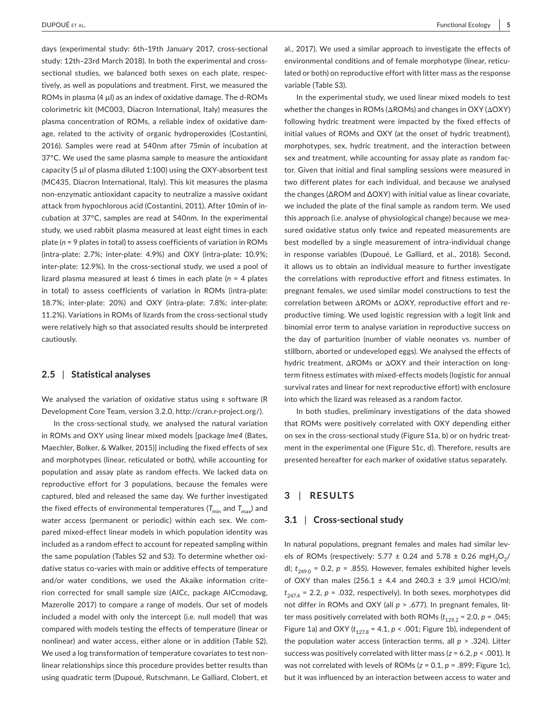days (experimental study: 6th–19th January 2017, cross-sectional study: 12th–23rd March 2018). In both the experimental and cross-sectional studies, we balanced both sexes on each plate, respectively, as well as populations and treatment. First, we measured the ROMs in plasma (4 µl) as an index of oxidative damage. The d-ROMs colorimetric kit (MC003, Diacron International, Italy) measures the plasma concentration of ROMs, a reliable index of oxidative damage, related to the activity of organic hydroperoxides (Costantini, 2016). Samples were read at 540nm after 75min of incubation at 37°C. We used the same plasma sample to measure the antioxidant capacity (5 µl of plasma diluted 1:100) using the OXY-absorbent test (MC435, Diacron International, Italy). This kit measures the plasma non-enzymatic antioxidant capacity to neutralize a massive oxidant attack from hypochlorous acid (Costantini, 2011). After 10min of incubation at 37°C, samples are read at 540nm. In the experimental study, we used rabbit plasma measured at least eight times in each plate ($n$ = 9 plates in total) to assess coefficients of variation in ROMs (intra-plate: 2.7%; inter-plate: 4.9%) and OXY (intra-plate: 10.9%; inter-plate: 12.9%). In the cross-sectional study, we used a pool of lizard plasma measured at least 6 times in each plate ($n$ = 4 plates in total) to assess coefficients of variation in ROMs (intra-plate: 18.7%; inter-plate: 20%) and OXY (intra-plate: 7.8%; inter-plate: 11.2%). Variations in ROMs of lizards from the cross-sectional study were relatively high so that associated results should be interpreted cautiously.

## 2.5 | Statistical analyses

We analysed the variation of oxidative status using R software (R Development Core Team, version 3.2.0, http://cran.r-project.org/).

In the cross-sectional study, we analysed the natural variation in ROMs and OXY using linear mixed models [package *lme4* (Bates, Maechler, Bolker, & Walker, 2015)] including the fixed effects of sex and morphotypes (linear, reticulated or both), while accounting for population and assay plate as random effects. We lacked data on reproductive effort for 3 populations, because the females were captured, bled and released the same day. We further investigated the fixed effects of environmental temperatures ($T_{min}$ and $T_{max}$) and water access (permanent or periodic) within each sex. We compared mixed-effect linear models in which population identity was included as a random effect to account for repeated sampling within the same population (Tables S2 and S3). To determine whether oxidative status co-varies with main or additive effects of temperature and/or water conditions, we used the Akaike information criterion corrected for small sample size (AICc, package AICcmodavg, Mazerolle 2017) to compare a range of models. Our set of models included a model with only the intercept (i.e. null model) that was compared with models testing the effects of temperature (linear or nonlinear) and water access, either alone or in addition (Table S2). We used a log transformation of temperature covariates to test nonlinear relationships since this procedure provides better results than using quadratic term (Dupoué, Rutschmann, Le Galliard, Clobert, et al., 2017). We used a similar approach to investigate the effects of environmental conditions and of female morphotype (linear, reticulated or both) on reproductive effort with litter mass as the response variable (Table S3).

In the experimental study, we used linear mixed models to test whether the changes in ROMs (ΔROMs) and changes in OXY (ΔOXY) following hydric treatment were impacted by the fixed effects of initial values of ROMs and OXY (at the onset of hydric treatment), morphotypes, sex, hydric treatment, and the interaction between sex and treatment, while accounting for assay plate as random factor. Given that initial and final sampling sessions were measured in two different plates for each individual, and because we analysed the changes (ΔROM and ΔOXY) with initial value as linear covariate, we included the plate of the final sample as random term. We used this approach (i.e. analyse of physiological change) because we measured oxidative status only twice and repeated measurements are best modelled by a single measurement of intra-individual change in response variables (Dupoué, Le Galliard, et al., 2018). Second, it allows us to obtain an individual measure to further investigate the correlations with reproductive effort and fitness estimates. In pregnant females, we used similar model constructions to test the correlation between ΔROMs or ΔOXY, reproductive effort and reproductive timing. We used logistic regression with a logit link and binomial error term to analyse variation in reproductive success on the day of parturition (number of viable neonates vs. number of stillborn, aborted or undeveloped eggs). We analysed the effects of hydric treatment, ΔROMs or ΔOXY and their interaction on long-term fitness estimates with mixed-effects models (logistic for annual survival rates and linear for next reproductive effort) with enclosure into which the lizard was released as a random factor.

In both studies, preliminary investigations of the data showed that ROMs were positively correlated with OXY depending either on sex in the cross-sectional study (Figure S1a, b) or on hydric treatment in the experimental one (Figure S1c, d). Therefore, results are presented hereafter for each marker of oxidative status separately.

# 3 | RESULTS

## 3.1 | Cross-sectional study

In natural populations, pregnant females and males had similar levels of ROMs (respectively: 5.77 ± 0.24 and 5.78 ± 0.26 mg$H_2O_2$/dl; $t_{249.0}$ = 0.2, $p$ = .855). However, females exhibited higher levels of OXY than males (256.1 ± 4.4 and 240.3 ± 3.9 µmol HClO/ml; $t_{247.4}$ = 2.2, $p$ = .032, respectively). In both sexes, morphotypes did not differ in ROMs and OXY (all $p$ > .677). In pregnant females, litter mass positively correlated with both ROMs ($t_{129.2}$ = 2.0, $p$ = .045; Figure 1a) and OXY ($t_{127.8}$ = 4.1, $p$ < .001; Figure 1b), independent of the population water access (interaction terms, all $p$ > .324). Litter success was positively correlated with litter mass ($z$ = 6.2, $p$ < .001). It was not correlated with levels of ROMs ($z$ = 0.1, $p$ = .899; Figure 1c), but it was influenced by an interaction between access to water and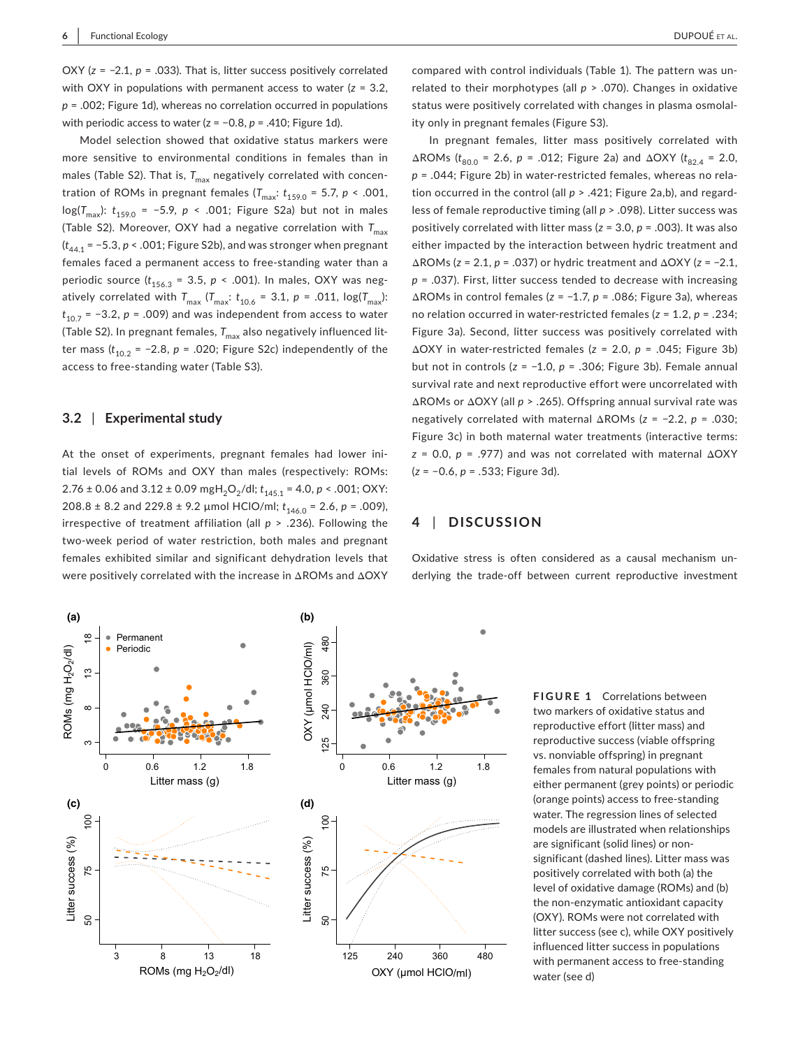OXY ($z$ = −2.1, $p$ = .033). That is, litter success positively correlated with OXY in populations with permanent access to water ($z$ = 3.2, $p$ = .002; Figure 1d), whereas no correlation occurred in populations with periodic access to water ($z$ = −0.8, $p$ = .410; Figure 1d).

Model selection showed that oxidative status markers were more sensitive to environmental conditions in females than in males (Table S2). That is, $T_{max}$ negatively correlated with concentration of ROMs in pregnant females ($T_{max}$: $t_{159.0}$ = 5.7, $p$ < .001, log($T_{max}$): $t_{159.0}$ = −5.9, $p$ < .001; Figure S2a) but not in males (Table S2). Moreover, OXY had a negative correlation with $T_{max}$ ($t_{44.1}$ = −5.3, $p$ < .001; Figure S2b), and was stronger when pregnant females faced a permanent access to free-standing water than a periodic source ($t_{156.3}$ = 3.5, $p$ < .001). In males, OXY was negatively correlated with $T_{max}$ ($T_{max}$: $t_{10.6}$ = 3.1, $p$ = .011, log($T_{max}$): $t_{10.7}$ = −3.2, $p$ = .009) and was independent from access to water (Table S2). In pregnant females, $T_{max}$ also negatively influenced litter mass ($t_{10.2}$ = −2.8, $p$ = .020; Figure S2c) independently of the access to free-standing water (Table S3).

### 3.2 | Experimental study

At the onset of experiments, pregnant females had lower initial levels of ROMs and OXY than males (respectively: ROMs: 2.76 ± 0.06 and 3.12 ± 0.09 mg$H_2O_2$/dl; $t_{145.1}$ = 4.0, $p$ < .001; OXY: 208.8 ± 8.2 and 229.8 ± 9.2 μmol HClO/ml; $t_{146.0}$ = 2.6, $p$ = .009), irrespective of treatment affiliation (all $p$ > .236). Following the two-week period of water restriction, both males and pregnant females exhibited similar and significant dehydration levels that were positively correlated with the increase in ΔROMs and ΔOXY compared with control individuals (Table 1). The pattern was unrelated to their morphotypes (all $p$ > .070). Changes in oxidative status were positively correlated with changes in plasma osmolality only in pregnant females (Figure S3).

In pregnant females, litter mass positively correlated with ΔROMs ($t_{80.0}$ = 2.6, $p$ = .012; Figure 2a) and ΔOXY ($t_{82.4}$ = 2.0, $p$ = .044; Figure 2b) in water-restricted females, whereas no relation occurred in the control (all $p$ > .421; Figure 2a,b), and regardless of female reproductive timing (all $p$ > .098). Litter success was positively correlated with litter mass ($z$ = 3.0, $p$ = .003). It was also either impacted by the interaction between hydric treatment and ΔROMs ($z$ = 2.1, $p$ = .037) or hydric treatment and ΔOXY ($z$ = −2.1, $p$ = .037). First, litter success tended to decrease with increasing ΔROMs in control females ($z$ = −1.7, $p$ = .086; Figure 3a), whereas no relation occurred in water-restricted females ($z$ = 1.2, $p$ = .234; Figure 3a). Second, litter success was positively correlated with ΔOXY in water-restricted females ($z$ = 2.0, $p$ = .045; Figure 3b) but not in controls ($z$ = −1.0, $p$ = .306; Figure 3b). Female annual survival rate and next reproductive effort were uncorrelated with ΔROMs or ΔOXY (all $p$ > .265). Offspring annual survival rate was negatively correlated with maternal ΔROMs ($z$ = −2.2, $p$ = .030; Figure 3c) in both maternal water treatments (interactive terms: $z$ = 0.0, $p$ = .977) and was not correlated with maternal ΔOXY ($z$ = −0.6, $p$ = .533; Figure 3d).

## 4 | DISCUSSION

Oxidative stress is often considered as a causal mechanism underlying the trade-off between current reproductive investment

**FIGURE 1** Correlations between two markers of oxidative status and reproductive effort (litter mass) and reproductive success (viable offspring vs. nonviable offspring) in pregnant females from natural populations with either permanent (grey points) or periodic (orange points) access to free-standing water. The regression lines of selected models are illustrated when relationships are significant (solid lines) or non-significant (dashed lines). Litter mass was positively correlated with both (a) the level of oxidative damage (ROMs) and (b) the non-enzymatic antioxidant capacity (OXY). ROMs were not correlated with litter success (see c), while OXY positively influenced litter success in populations with permanent access to free-standing water (see d)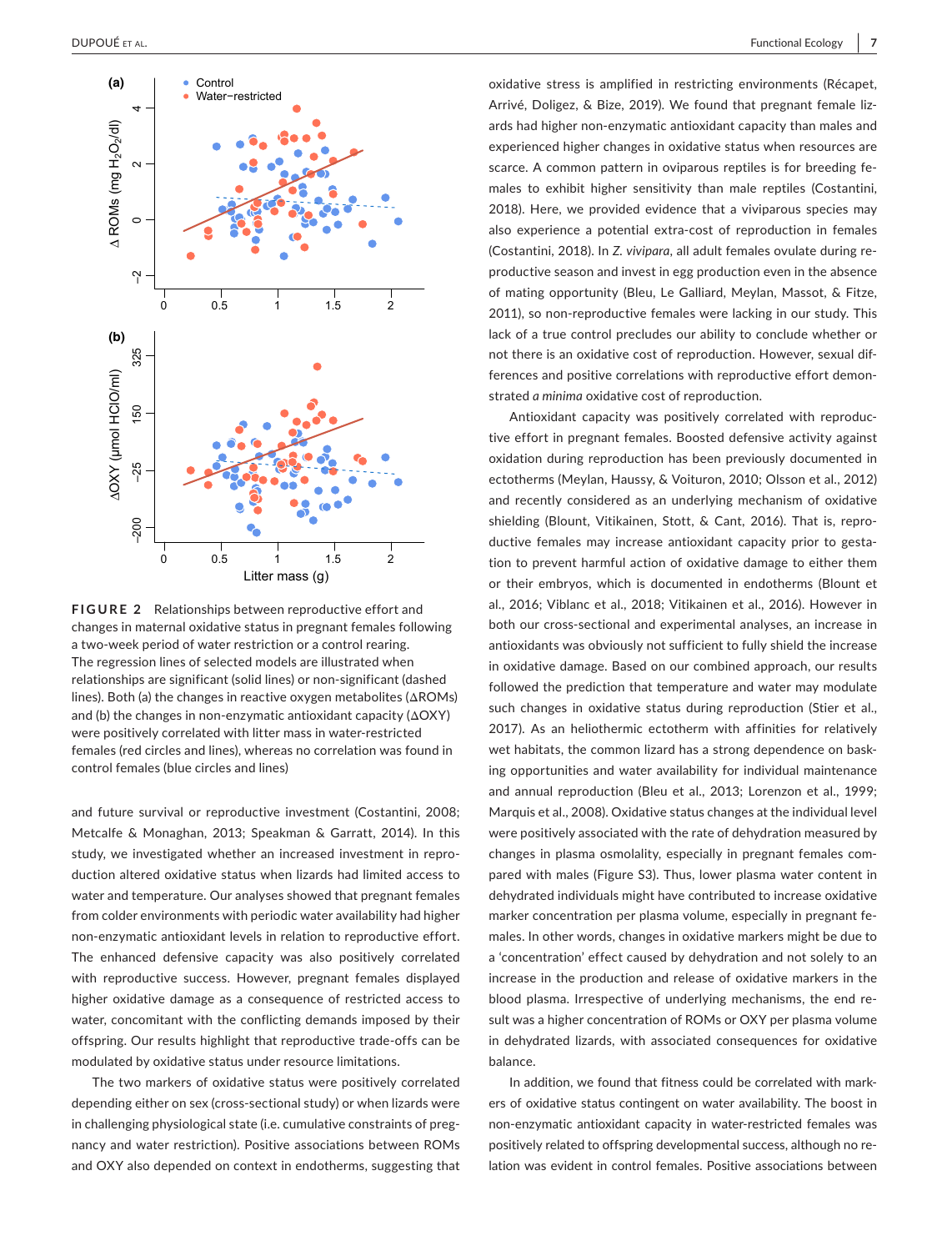**FIGURE 2** Relationships between reproductive effort and changes in maternal oxidative status in pregnant females following a two-week period of water restriction or a control rearing. The regression lines of selected models are illustrated when relationships are significant (solid lines) or non-significant (dashed lines). Both (a) the changes in reactive oxygen metabolites (ΔROMs) and (b) the changes in non-enzymatic antioxidant capacity (ΔOXY) were positively correlated with litter mass in water-restricted females (red circles and lines), whereas no correlation was found in control females (blue circles and lines)

and future survival or reproductive investment (Costantini, 2008; Metcalfe & Monaghan, 2013; Speakman & Garratt, 2014). In this study, we investigated whether an increased investment in reproduction altered oxidative status when lizards had limited access to water and temperature. Our analyses showed that pregnant females from colder environments with periodic water availability had higher non-enzymatic antioxidant levels in relation to reproductive effort. The enhanced defensive capacity was also positively correlated with reproductive success. However, pregnant females displayed higher oxidative damage as a consequence of restricted access to water, concomitant with the conflicting demands imposed by their offspring. Our results highlight that reproductive trade-offs can be modulated by oxidative status under resource limitations.

The two markers of oxidative status were positively correlated depending either on sex (cross-sectional study) or when lizards were in challenging physiological state (i.e. cumulative constraints of pregnancy and water restriction). Positive associations between ROMs and OXY also depended on context in endotherms, suggesting that oxidative stress is amplified in restricting environments (Récapet, Arrivé, Doligez, & Bize, 2019). We found that pregnant female lizards had higher non-enzymatic antioxidant capacity than males and experienced higher changes in oxidative status when resources are scarce. A common pattern in oviparous reptiles is for breeding females to exhibit higher sensitivity than male reptiles (Costantini, 2018). Here, we provided evidence that a viviparous species may also experience a potential extra-cost of reproduction in females (Costantini, 2018). In *Z. vivipara*, all adult females ovulate during reproductive season and invest in egg production even in the absence of mating opportunity (Bleu, Le Galliard, Meylan, Massot, & Fitze, 2011), so non-reproductive females were lacking in our study. This lack of a true control precludes our ability to conclude whether or not there is an oxidative cost of reproduction. However, sexual differences and positive correlations with reproductive effort demonstrated *a minima* oxidative cost of reproduction.

Antioxidant capacity was positively correlated with reproductive effort in pregnant females. Boosted defensive activity against oxidation during reproduction has been previously documented in ectotherms (Meylan, Haussy, & Voituron, 2010; Olsson et al., 2012) and recently considered as an underlying mechanism of oxidative shielding (Blount, Vitikainen, Stott, & Cant, 2016). That is, reproductive females may increase antioxidant capacity prior to gestation to prevent harmful action of oxidative damage to either them or their embryos, which is documented in endotherms (Blount et al., 2016; Viblanc et al., 2018; Vitikainen et al., 2016). However in both our cross-sectional and experimental analyses, an increase in antioxidants was obviously not sufficient to fully shield the increase in oxidative damage. Based on our combined approach, our results followed the prediction that temperature and water may modulate such changes in oxidative status during reproduction (Stier et al., 2017). As an heliothermic ectotherm with affinities for relatively wet habitats, the common lizard has a strong dependence on basking opportunities and water availability for individual maintenance and annual reproduction (Bleu et al., 2013; Lorenzon et al., 1999; Marquis et al., 2008). Oxidative status changes at the individual level were positively associated with the rate of dehydration measured by changes in plasma osmolality, especially in pregnant females compared with males (Figure S3). Thus, lower plasma water content in dehydrated individuals might have contributed to increase oxidative marker concentration per plasma volume, especially in pregnant females. In other words, changes in oxidative markers might be due to a 'concentration' effect caused by dehydration and not solely to an increase in the production and release of oxidative markers in the blood plasma. Irrespective of underlying mechanisms, the end result was a higher concentration of ROMs or OXY per plasma volume in dehydrated lizards, with associated consequences for oxidative balance.

In addition, we found that fitness could be correlated with markers of oxidative status contingent on water availability. The boost in non-enzymatic antioxidant capacity in water-restricted females was positively related to offspring developmental success, although no relation was evident in control females. Positive associations between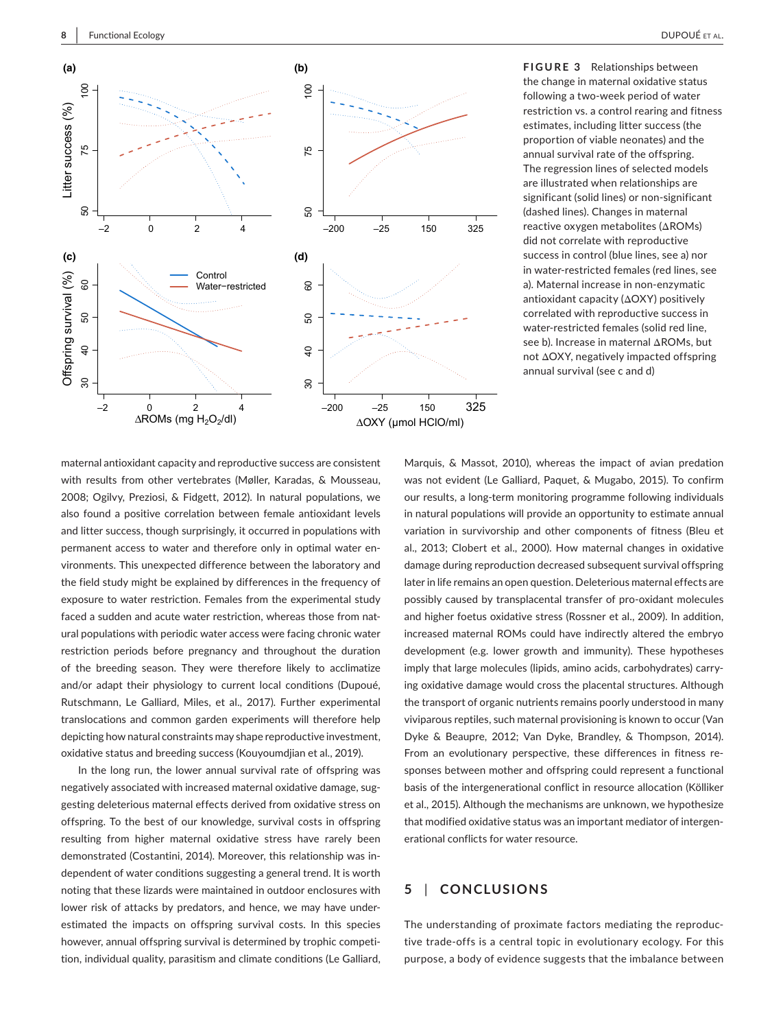FIGURE 3 Relationships between the change in maternal oxidative status following a two-week period of water restriction vs. a control rearing and fitness estimates, including litter success (the proportion of viable neonates) and the annual survival rate of the offspring. The regression lines of selected models are illustrated when relationships are significant (solid lines) or non-significant (dashed lines). Changes in maternal reactive oxygen metabolites (ΔROMs) did not correlate with reproductive success in control (blue lines, see a) nor in water-restricted females (red lines, see a). Maternal increase in non-enzymatic antioxidant capacity (ΔOXY) positively correlated with reproductive success in water-restricted females (solid red line, see b). Increase in maternal ΔROMs, but not ΔOXY, negatively impacted offspring annual survival (see c and d)

maternal antioxidant capacity and reproductive success are consistent with results from other vertebrates (Møller, Karadas, & Mousseau, 2008; Ogilvy, Preziosi, & Fidgett, 2012). In natural populations, we also found a positive correlation between female antioxidant levels and litter success, though surprisingly, it occurred in populations with permanent access to water and therefore only in optimal water environments. This unexpected difference between the laboratory and the field study might be explained by differences in the frequency of exposure to water restriction. Females from the experimental study faced a sudden and acute water restriction, whereas those from natural populations with periodic water access were facing chronic water restriction periods before pregnancy and throughout the duration of the breeding season. They were therefore likely to acclimatize and/or adapt their physiology to current local conditions (Dupoué, Rutschmann, Le Galliard, Miles, et al., 2017). Further experimental translocations and common garden experiments will therefore help depicting how natural constraints may shape reproductive investment, oxidative status and breeding success (Kouyoumdjian et al., 2019).

In the long run, the lower annual survival rate of offspring was negatively associated with increased maternal oxidative damage, suggesting deleterious maternal effects derived from oxidative stress on offspring. To the best of our knowledge, survival costs in offspring resulting from higher maternal oxidative stress have rarely been demonstrated (Costantini, 2014). Moreover, this relationship was independent of water conditions suggesting a general trend. It is worth noting that these lizards were maintained in outdoor enclosures with lower risk of attacks by predators, and hence, we may have underestimated the impacts on offspring survival costs. In this species however, annual offspring survival is determined by trophic competition, individual quality, parasitism and climate conditions (Le Galliard, Marquis, & Massot, 2010), whereas the impact of avian predation was not evident (Le Galliard, Paquet, & Mugabo, 2015). To confirm our results, a long-term monitoring programme following individuals in natural populations will provide an opportunity to estimate annual variation in survivorship and other components of fitness (Bleu et al., 2013; Clobert et al., 2000). How maternal changes in oxidative damage during reproduction decreased subsequent survival offspring later in life remains an open question. Deleterious maternal effects are possibly caused by transplacental transfer of pro-oxidant molecules and higher foetus oxidative stress (Rossner et al., 2009). In addition, increased maternal ROMs could have indirectly altered the embryo development (e.g. lower growth and immunity). These hypotheses imply that large molecules (lipids, amino acids, carbohydrates) carrying oxidative damage would cross the placental structures. Although the transport of organic nutrients remains poorly understood in many viviparous reptiles, such maternal provisioning is known to occur (Van Dyke & Beaupre, 2012; Van Dyke, Brandley, & Thompson, 2014). From an evolutionary perspective, these differences in fitness responses between mother and offspring could represent a functional basis of the intergenerational conflict in resource allocation (Kölliker et al., 2015). Although the mechanisms are unknown, we hypothesize that modified oxidative status was an important mediator of intergenerational conflicts for water resource.

## 5 | CONCLUSIONS

The understanding of proximate factors mediating the reproductive trade-offs is a central topic in evolutionary ecology. For this purpose, a body of evidence suggests that the imbalance between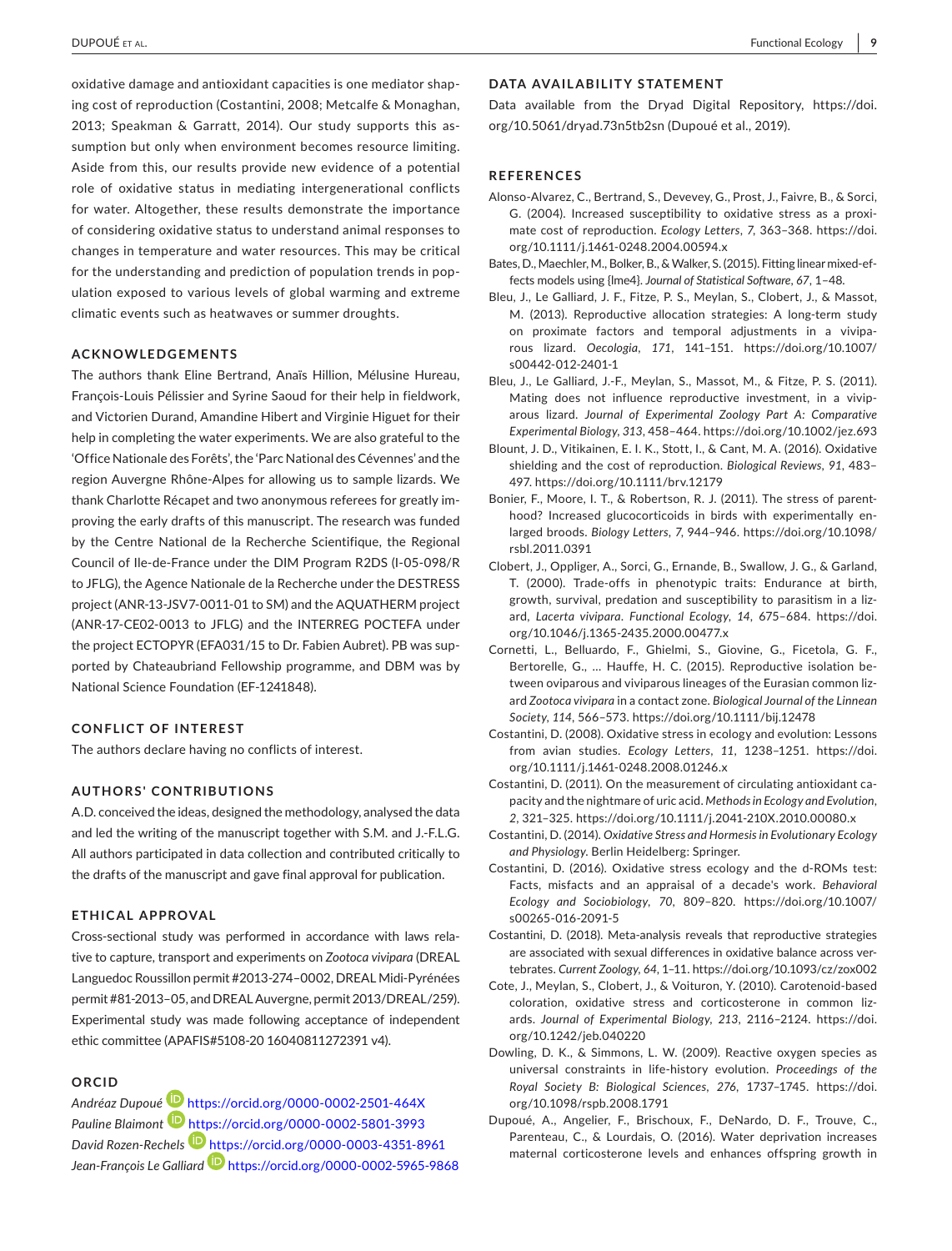oxidative damage and antioxidant capacities is one mediator shaping cost of reproduction (Costantini, 2008; Metcalfe & Monaghan, 2013; Speakman & Garratt, 2014). Our study supports this assumption but only when environment becomes resource limiting. Aside from this, our results provide new evidence of a potential role of oxidative status in mediating intergenerational conflicts for water. Altogether, these results demonstrate the importance of considering oxidative status to understand animal responses to changes in temperature and water resources. This may be critical for the understanding and prediction of population trends in population exposed to various levels of global warming and extreme climatic events such as heatwaves or summer droughts.

## ACKNOWLEDGEMENTS

The authors thank Eline Bertrand, Anaïs Hillion, Mélusine Hureau, François-Louis Pélissier and Syrine Saoud for their help in fieldwork, and Victorien Durand, Amandine Hibert and Virginie Higuet for their help in completing the water experiments. We are also grateful to the 'Office Nationale des Forêts', the 'Parc National des Cévennes' and the region Auvergne Rhône-Alpes for allowing us to sample lizards. We thank Charlotte Récapet and two anonymous referees for greatly improving the early drafts of this manuscript. The research was funded by the Centre National de la Recherche Scientifique, the Regional Council of Ile-de-France under the DIM Program R2DS (I-05-098/R to JFLG), the Agence Nationale de la Recherche under the DESTRESS project (ANR-13-JSV7-0011-01 to SM) and the AQUATHERM project (ANR-17-CE02-0013 to JFLG) and the INTERREG POCTEFA under the project ECTOPYR (EFA031/15 to Dr. Fabien Aubret). PB was supported by Chateaubriand Fellowship programme, and DBM was by National Science Foundation (EF-1241848).

## CONFLICT OF INTEREST

The authors declare having no conflicts of interest.

## AUTHORS' CONTRIBUTIONS

A.D. conceived the ideas, designed the methodology, analysed the data and led the writing of the manuscript together with S.M. and J.-F.L.G. All authors participated in data collection and contributed critically to the drafts of the manuscript and gave final approval for publication.

## ETHICAL APPROVAL

Cross-sectional study was performed in accordance with laws relative to capture, transport and experiments on *Zootoca vivipara* (DREAL Languedoc Roussillon permit #2013-274–0002, DREAL Midi-Pyrénées permit #81-2013–05, and DREAL Auvergne, permit 2013/DREAL/259). Experimental study was made following acceptance of independent ethic committee (APAFIS#5108-20 16040811272391 v4).

## ORCID

*Andréaz Dupoué* https://orcid.org/0000-0002-2501-464X
*Pauline Blaimont* https://orcid.org/0000-0002-5801-3993
*David Rozen-Rechels* https://orcid.org/0000-0003-4351-8961
*Jean-François Le Galliard* https://orcid.org/0000-0002-5965-9868

## DATA AVAILABILITY STATEMENT

Data available from the Dryad Digital Repository, https://doi.org/10.5061/dryad.73n5tb2sn (Dupoué et al., 2019).

## REFERENCES

Alonso-Alvarez, C., Bertrand, S., Devevey, G., Prost, J., Faivre, B., & Sorci, G. (2004). Increased susceptibility to oxidative stress as a proximate cost of reproduction. *Ecology Letters*, *7*, 363–368. https://doi.org/10.1111/j.1461-0248.2004.00594.x

Bates, D., Maechler, M., Bolker, B., & Walker, S. (2015). Fitting linear mixed-effects models using {lme4}. *Journal of Statistical Software*, *67*, 1–48.

Bleu, J., Le Galliard, J. F., Fitze, P. S., Meylan, S., Clobert, J., & Massot, M. (2013). Reproductive allocation strategies: A long-term study on proximate factors and temporal adjustments in a viviparous lizard. *Oecologia*, *171*, 141–151. https://doi.org/10.1007/s00442-012-2401-1

Bleu, J., Le Galliard, J.-F., Meylan, S., Massot, M., & Fitze, P. S. (2011). Mating does not influence reproductive investment, in a viviparous lizard. *Journal of Experimental Zoology Part A: Comparative Experimental Biology*, *313*, 458–464. https://doi.org/10.1002/jez.693

Blount, J. D., Vitikainen, E. I. K., Stott, I., & Cant, M. A. (2016). Oxidative shielding and the cost of reproduction. *Biological Reviews*, *91*, 483–497. https://doi.org/10.1111/brv.12179

Bonier, F., Moore, I. T., & Robertson, R. J. (2011). The stress of parenthood? Increased glucocorticoids in birds with experimentally enlarged broods. *Biology Letters*, *7*, 944–946. https://doi.org/10.1098/rsbl.2011.0391

Clobert, J., Oppliger, A., Sorci, G., Ernande, B., Swallow, J. G., & Garland, T. (2000). Trade-offs in phenotypic traits: Endurance at birth, growth, survival, predation and susceptibility to parasitism in a lizard, *Lacerta vivipara*. *Functional Ecology*, *14*, 675–684. https://doi.org/10.1046/j.1365-2435.2000.00477.x

Cornetti, L., Belluardo, F., Ghielmi, S., Giovine, G., Ficetola, G. F., Bertorelle, G., … Hauffe, H. C. (2015). Reproductive isolation between oviparous and viviparous lineages of the Eurasian common lizard *Zootoca vivipara* in a contact zone. *Biological Journal of the Linnean Society*, *114*, 566–573. https://doi.org/10.1111/bij.12478

Costantini, D. (2008). Oxidative stress in ecology and evolution: Lessons from avian studies. *Ecology Letters*, *11*, 1238–1251. https://doi.org/10.1111/j.1461-0248.2008.01246.x

Costantini, D. (2011). On the measurement of circulating antioxidant capacity and the nightmare of uric acid. *Methods in Ecology and Evolution*, *2*, 321–325. https://doi.org/10.1111/j.2041-210X.2010.00080.x

Costantini, D. (2014). *Oxidative Stress and Hormesis in Evolutionary Ecology and Physiology*. Berlin Heidelberg: Springer.

Costantini, D. (2016). Oxidative stress ecology and the d-ROMs test: Facts, misfacts and an appraisal of a decade's work. *Behavioral Ecology and Sociobiology*, *70*, 809–820. https://doi.org/10.1007/s00265-016-2091-5

Costantini, D. (2018). Meta-analysis reveals that reproductive strategies are associated with sexual differences in oxidative balance across vertebrates. *Current Zoology*, *64*, 1–11. https://doi.org/10.1093/cz/zox002

Cote, J., Meylan, S., Clobert, J., & Voituron, Y. (2010). Carotenoid-based coloration, oxidative stress and corticosterone in common lizards. *Journal of Experimental Biology*, *213*, 2116–2124. https://doi.org/10.1242/jeb.040220

Dowling, D. K., & Simmons, L. W. (2009). Reactive oxygen species as universal constraints in life-history evolution. *Proceedings of the Royal Society B: Biological Sciences*, *276*, 1737–1745. https://doi.org/10.1098/rspb.2008.1791

Dupoué, A., Angelier, F., Brischoux, F., DeNardo, D. F., Trouve, C., Parenteau, C., & Lourdais, O. (2016). Water deprivation increases maternal corticosterone levels and enhances offspring growth in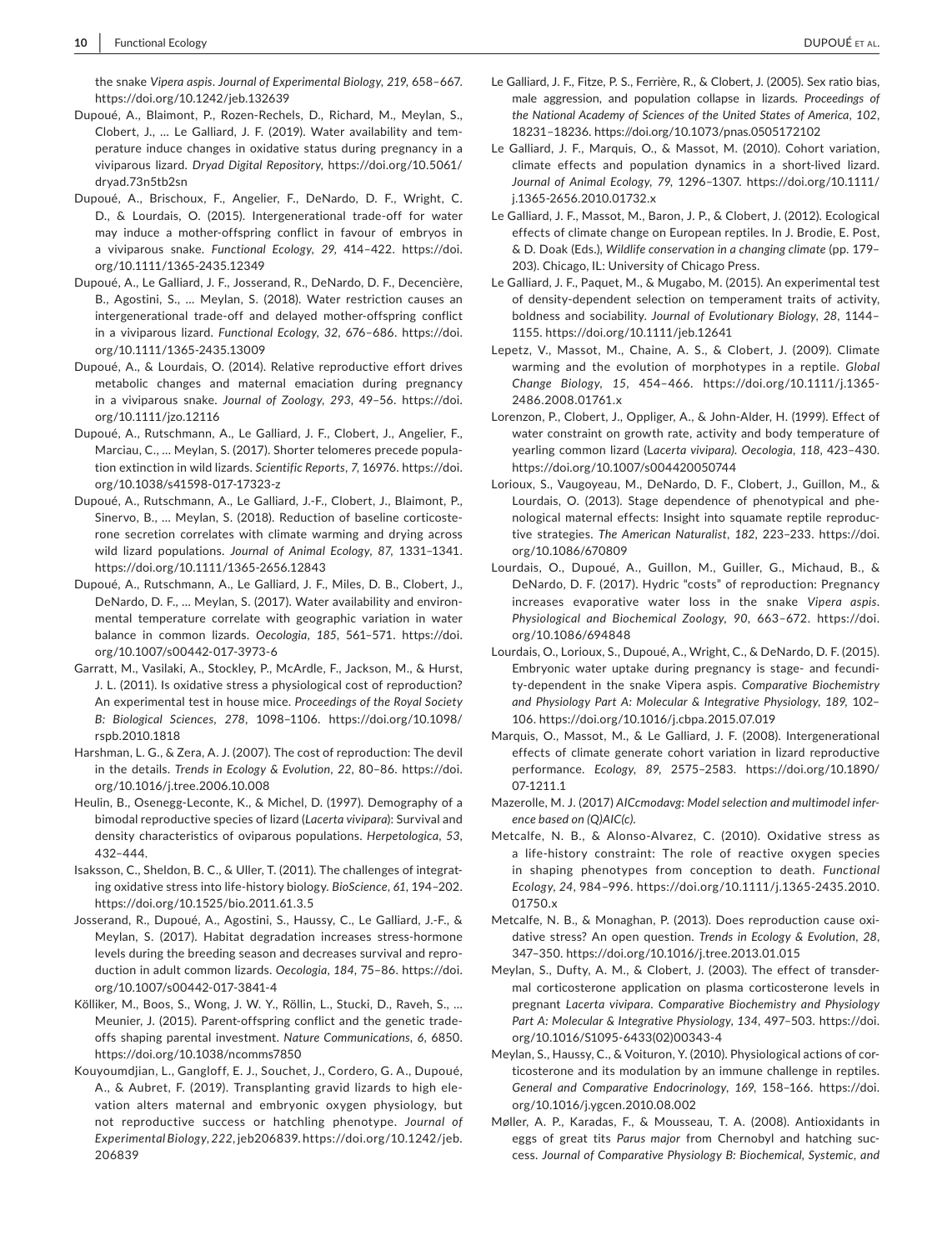the snake *Vipera aspis*. *Journal of Experimental Biology*, *219*, 658–667. https://doi.org/10.1242/jeb.132639

Dupoué, A., Blaimont, P., Rozen-Rechels, D., Richard, M., Meylan, S., Clobert, J., … Le Galliard, J. F. (2019). Water availability and temperature induce changes in oxidative status during pregnancy in a viviparous lizard. *Dryad Digital Repository*, https://doi.org/10.5061/dryad.73n5tb2sn

Dupoué, A., Brischoux, F., Angelier, F., DeNardo, D. F., Wright, C. D., & Lourdais, O. (2015). Intergenerational trade-off for water may induce a mother-offspring conflict in favour of embryos in a viviparous snake. *Functional Ecology*, *29*, 414–422. https://doi.org/10.1111/1365-2435.12349

Dupoué, A., Le Galliard, J. F., Josserand, R., DeNardo, D. F., Decencière, B., Agostini, S., … Meylan, S. (2018). Water restriction causes an intergenerational trade-off and delayed mother-offspring conflict in a viviparous lizard. *Functional Ecology*, *32*, 676–686. https://doi.org/10.1111/1365-2435.13009

Dupoué, A., & Lourdais, O. (2014). Relative reproductive effort drives metabolic changes and maternal emaciation during pregnancy in a viviparous snake. *Journal of Zoology*, *293*, 49–56. https://doi.org/10.1111/jzo.12116

Dupoué, A., Rutschmann, A., Le Galliard, J. F., Clobert, J., Angelier, F., Marciau, C., … Meylan, S. (2017). Shorter telomeres precede population extinction in wild lizards. *Scientific Reports*, *7*, 16976. https://doi.org/10.1038/s41598-017-17323-z

Dupoué, A., Rutschmann, A., Le Galliard, J.-F., Clobert, J., Blaimont, P., Sinervo, B., … Meylan, S. (2018). Reduction of baseline corticosterone secretion correlates with climate warming and drying across wild lizard populations. *Journal of Animal Ecology*, *87*, 1331–1341. https://doi.org/10.1111/1365-2656.12843

Dupoué, A., Rutschmann, A., Le Galliard, J. F., Miles, D. B., Clobert, J., DeNardo, D. F., … Meylan, S. (2017). Water availability and environmental temperature correlate with geographic variation in water balance in common lizards. *Oecologia*, *185*, 561–571. https://doi.org/10.1007/s00442-017-3973-6

Garratt, M., Vasilaki, A., Stockley, P., McArdle, F., Jackson, M., & Hurst, J. L. (2011). Is oxidative stress a physiological cost of reproduction? An experimental test in house mice. *Proceedings of the Royal Society B: Biological Sciences*, *278*, 1098–1106. https://doi.org/10.1098/rspb.2010.1818

Harshman, L. G., & Zera, A. J. (2007). The cost of reproduction: The devil in the details. *Trends in Ecology & Evolution*, *22*, 80–86. https://doi.org/10.1016/j.tree.2006.10.008

Heulin, B., Osenegg-Leconte, K., & Michel, D. (1997). Demography of a bimodal reproductive species of lizard (*Lacerta vivipara*): Survival and density characteristics of oviparous populations. *Herpetologica*, *53*, 432–444.

Isaksson, C., Sheldon, B. C., & Uller, T. (2011). The challenges of integrating oxidative stress into life-history biology. *BioScience*, *61*, 194–202. https://doi.org/10.1525/bio.2011.61.3.5

Josserand, R., Dupoué, A., Agostini, S., Haussy, C., Le Galliard, J.-F., & Meylan, S. (2017). Habitat degradation increases stress-hormone levels during the breeding season and decreases survival and reproduction in adult common lizards. *Oecologia*, *184*, 75–86. https://doi.org/10.1007/s00442-017-3841-4

Kölliker, M., Boos, S., Wong, J. W. Y., Röllin, L., Stucki, D., Raveh, S., … Meunier, J. (2015). Parent-offspring conflict and the genetic trade-offs shaping parental investment. *Nature Communications*, *6*, 6850. https://doi.org/10.1038/ncomms7850

Kouyoumdjian, L., Gangloff, E. J., Souchet, J., Cordero, G. A., Dupoué, A., & Aubret, F. (2019). Transplanting gravid lizards to high elevation alters maternal and embryonic oxygen physiology, but not reproductive success or hatchling phenotype. *Journal of Experimental Biology*, *222*, jeb206839. https://doi.org/10.1242/jeb.206839

Le Galliard, J. F., Fitze, P. S., Ferrière, R., & Clobert, J. (2005). Sex ratio bias, male aggression, and population collapse in lizards. *Proceedings of the National Academy of Sciences of the United States of America*, *102*, 18231–18236. https://doi.org/10.1073/pnas.0505172102

Le Galliard, J. F., Marquis, O., & Massot, M. (2010). Cohort variation, climate effects and population dynamics in a short-lived lizard. *Journal of Animal Ecology*, *79*, 1296–1307. https://doi.org/10.1111/j.1365-2656.2010.01732.x

Le Galliard, J. F., Massot, M., Baron, J. P., & Clobert, J. (2012). Ecological effects of climate change on European reptiles. In J. Brodie, E. Post, & D. Doak (Eds.), *Wildlife conservation in a changing climate* (pp. 179–203). Chicago, IL: University of Chicago Press.

Le Galliard, J. F., Paquet, M., & Mugabo, M. (2015). An experimental test of density-dependent selection on temperament traits of activity, boldness and sociability. *Journal of Evolutionary Biology*, *28*, 1144–1155. https://doi.org/10.1111/jeb.12641

Lepetz, V., Massot, M., Chaine, A. S., & Clobert, J. (2009). Climate warming and the evolution of morphotypes in a reptile. *Global Change Biology*, *15*, 454–466. https://doi.org/10.1111/j.1365-2486.2008.01761.x

Lorenzon, P., Clobert, J., Oppliger, A., & John-Alder, H. (1999). Effect of water constraint on growth rate, activity and body temperature of yearling common lizard (*Lacerta vivipara*). *Oecologia*, *118*, 423–430. https://doi.org/10.1007/s004420050744

Lorioux, S., Vaugoyeau, M., DeNardo, D. F., Clobert, J., Guillon, M., & Lourdais, O. (2013). Stage dependence of phenotypical and phenological maternal effects: Insight into squamate reptile reproductive strategies. *The American Naturalist*, *182*, 223–233. https://doi.org/10.1086/670809

Lourdais, O., Dupoué, A., Guillon, M., Guiller, G., Michaud, B., & DeNardo, D. F. (2017). Hydric "costs" of reproduction: Pregnancy increases evaporative water loss in the snake *Vipera aspis*. *Physiological and Biochemical Zoology*, *90*, 663–672. https://doi.org/10.1086/694848

Lourdais, O., Lorioux, S., Dupoué, A., Wright, C., & DeNardo, D. F. (2015). Embryonic water uptake during pregnancy is stage- and fecundity-dependent in the snake Vipera aspis. *Comparative Biochemistry and Physiology Part A: Molecular & Integrative Physiology*, *189*, 102–106. https://doi.org/10.1016/j.cbpa.2015.07.019

Marquis, O., Massot, M., & Le Galliard, J. F. (2008). Intergenerational effects of climate generate cohort variation in lizard reproductive performance. *Ecology*, *89*, 2575–2583. https://doi.org/10.1890/07-1211.1

Mazerolle, M. J. (2017) *AICcmodavg: Model selection and multimodel inference based on (Q)AIC(c).*

Metcalfe, N. B., & Alonso-Alvarez, C. (2010). Oxidative stress as a life-history constraint: The role of reactive oxygen species in shaping phenotypes from conception to death. *Functional Ecology*, *24*, 984–996. https://doi.org/10.1111/j.1365-2435.2010.01750.x

Metcalfe, N. B., & Monaghan, P. (2013). Does reproduction cause oxidative stress? An open question. *Trends in Ecology & Evolution*, *28*, 347–350. https://doi.org/10.1016/j.tree.2013.01.015

Meylan, S., Dufty, A. M., & Clobert, J. (2003). The effect of transdermal corticosterone application on plasma corticosterone levels in pregnant *Lacerta vivipara*. *Comparative Biochemistry and Physiology Part A: Molecular & Integrative Physiology*, *134*, 497–503. https://doi.org/10.1016/S1095-6433(02)00343-4

Meylan, S., Haussy, C., & Voituron, Y. (2010). Physiological actions of corticosterone and its modulation by an immune challenge in reptiles. *General and Comparative Endocrinology*, *169*, 158–166. https://doi.org/10.1016/j.ygcen.2010.08.002

Møller, A. P., Karadas, F., & Mousseau, T. A. (2008). Antioxidants in eggs of great tits *Parus major* from Chernobyl and hatching success. *Journal of Comparative Physiology B: Biochemical, Systemic, and*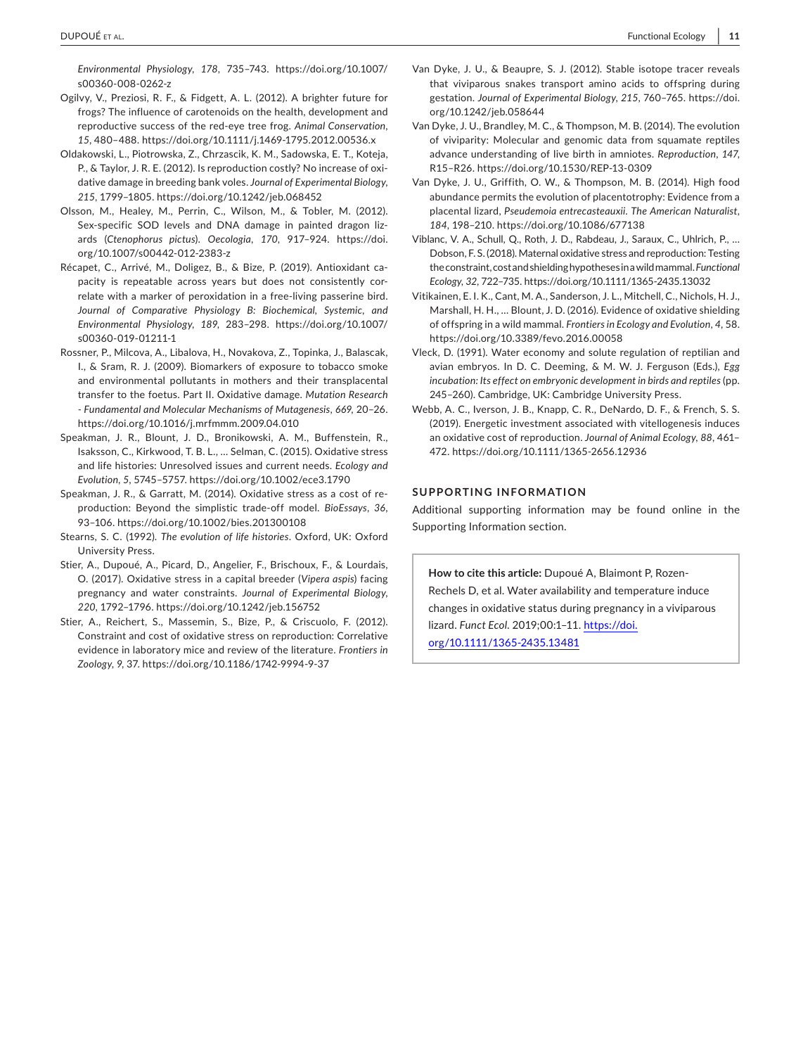*Environmental Physiology*, *178*, 735–743. https://doi.org/10.1007/s00360-008-0262-z

Ogilvy, V., Preziosi, R. F., & Fidgett, A. L. (2012). A brighter future for frogs? The influence of carotenoids on the health, development and reproductive success of the red-eye tree frog. *Animal Conservation*, *15*, 480–488. https://doi.org/10.1111/j.1469-1795.2012.00536.x

Oldakowski, L., Piotrowska, Z., Chrzascik, K. M., Sadowska, E. T., Koteja, P., & Taylor, J. R. E. (2012). Is reproduction costly? No increase of oxidative damage in breeding bank voles. *Journal of Experimental Biology*, *215*, 1799–1805. https://doi.org/10.1242/jeb.068452

Olsson, M., Healey, M., Perrin, C., Wilson, M., & Tobler, M. (2012). Sex-specific SOD levels and DNA damage in painted dragon lizards (*Ctenophorus pictus*). *Oecologia*, *170*, 917–924. https://doi.org/10.1007/s00442-012-2383-z

Récapet, C., Arrivé, M., Doligez, B., & Bize, P. (2019). Antioxidant capacity is repeatable across years but does not consistently correlate with a marker of peroxidation in a free-living passerine bird. *Journal of Comparative Physiology B: Biochemical, Systemic, and Environmental Physiology*, *189*, 283–298. https://doi.org/10.1007/s00360-019-01211-1

Rossner, P., Milcova, A., Libalova, H., Novakova, Z., Topinka, J., Balascak, I., & Sram, R. J. (2009). Biomarkers of exposure to tobacco smoke and environmental pollutants in mothers and their transplacental transfer to the foetus. Part II. Oxidative damage. *Mutation Research - Fundamental and Molecular Mechanisms of Mutagenesis*, *669*, 20–26. https://doi.org/10.1016/j.mrfmmm.2009.04.010

Speakman, J. R., Blount, J. D., Bronikowski, A. M., Buffenstein, R., Isaksson, C., Kirkwood, T. B. L., … Selman, C. (2015). Oxidative stress and life histories: Unresolved issues and current needs. *Ecology and Evolution*, *5*, 5745–5757. https://doi.org/10.1002/ece3.1790

Speakman, J. R., & Garratt, M. (2014). Oxidative stress as a cost of reproduction: Beyond the simplistic trade-off model. *BioEssays*, *36*, 93–106. https://doi.org/10.1002/bies.201300108

Stearns, S. C. (1992). *The evolution of life histories*. Oxford, UK: Oxford University Press.

Stier, A., Dupoué, A., Picard, D., Angelier, F., Brischoux, F., & Lourdais, O. (2017). Oxidative stress in a capital breeder (*Vipera aspis*) facing pregnancy and water constraints. *Journal of Experimental Biology*, *220*, 1792–1796. https://doi.org/10.1242/jeb.156752

Stier, A., Reichert, S., Massemin, S., Bize, P., & Criscuolo, F. (2012). Constraint and cost of oxidative stress on reproduction: Correlative evidence in laboratory mice and review of the literature. *Frontiers in Zoology*, *9*, 37. https://doi.org/10.1186/1742-9994-9-37

Van Dyke, J. U., & Beaupre, S. J. (2012). Stable isotope tracer reveals that viviparous snakes transport amino acids to offspring during gestation. *Journal of Experimental Biology*, *215*, 760–765. https://doi.org/10.1242/jeb.058644

Van Dyke, J. U., Brandley, M. C., & Thompson, M. B. (2014). The evolution of viviparity: Molecular and genomic data from squamate reptiles advance understanding of live birth in amniotes. *Reproduction*, *147*, R15–R26. https://doi.org/10.1530/REP-13-0309

Van Dyke, J. U., Griffith, O. W., & Thompson, M. B. (2014). High food abundance permits the evolution of placentotrophy: Evidence from a placental lizard, *Pseudemoia entrecasteauxii*. *The American Naturalist*, *184*, 198–210. https://doi.org/10.1086/677138

Viblanc, V. A., Schull, Q., Roth, J. D., Rabdeau, J., Saraux, C., Uhlrich, P., … Dobson, F. S. (2018). Maternal oxidative stress and reproduction: Testing the constraint, cost and shielding hypotheses in a wild mammal. *Functional Ecology*, *32*, 722–735. https://doi.org/10.1111/1365-2435.13032

Vitikainen, E. I. K., Cant, M. A., Sanderson, J. L., Mitchell, C., Nichols, H. J., Marshall, H. H., … Blount, J. D. (2016). Evidence of oxidative shielding of offspring in a wild mammal. *Frontiers in Ecology and Evolution*, *4*, 58. https://doi.org/10.3389/fevo.2016.00058

Vleck, D. (1991). Water economy and solute regulation of reptilian and avian embryos. In D. C. Deeming, & M. W. J. Ferguson (Eds.), *Egg incubation: Its effect on embryonic development in birds and reptiles* (pp. 245–260). Cambridge, UK: Cambridge University Press.

Webb, A. C., Iverson, J. B., Knapp, C. R., DeNardo, D. F., & French, S. S. (2019). Energetic investment associated with vitellogenesis induces an oxidative cost of reproduction. *Journal of Animal Ecology*, *88*, 461–472. https://doi.org/10.1111/1365-2656.12936

## SUPPORTING INFORMATION

Additional supporting information may be found online in the Supporting Information section.

**How to cite this article:** Dupoué A, Blaimont P, Rozen-Rechels D, et al. Water availability and temperature induce changes in oxidative status during pregnancy in a viviparous lizard. *Funct Ecol*. 2019;00:1–11. https://doi.org/10.1111/1365-2435.13481